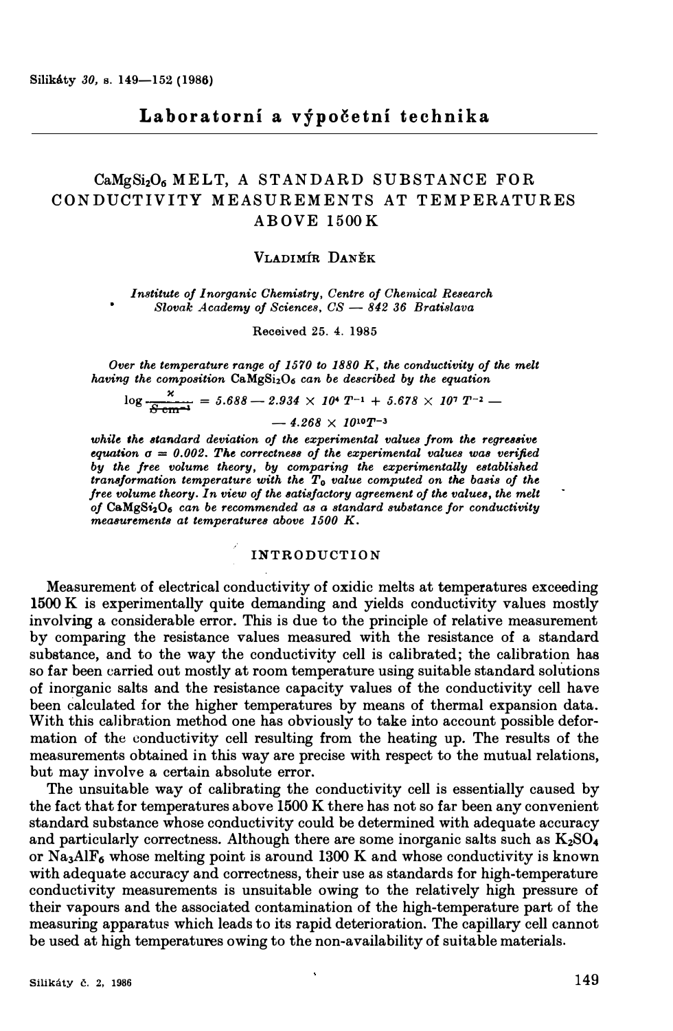# Laboratorní a výpočetní technika

## $CaMgSi_2O_6$ MELT, A STANDARD SUBSTANCE FOR CONDUCTIVITY MEASUREMENTS AT TEMPERATURES ABOVE 1500 K

VLADIMÍR DANĚK

*Institute of Inorganic Chemistry, Centre of Chemical Research*
*Slovak Academy of Sciences, CS — 842 36 Bratislava*

Received 25. 4. 1985

*Over the temperature range of 1570 to 1880 K, the conductivity of the melt having the composition $CaMgSi_2O_6$ can be described by the equation*

$$\log \frac{\varkappa}{\mathrm{S\,cm^{-1}}} = 5.688 - 2.934 \times 10^4\, T^{-1} + 5.678 \times 10^7\, T^{-2} - 4.268 \times 10^{10} T^{-3}$$

*while the standard deviation of the experimental values from the regressive equation $\sigma = 0.002$. The correctness of the experimental values was verified by the free volume theory, by comparing the experimentally established transformation temperature with the $T_0$ value computed on the basis of the free volume theory. In view of the satisfactory agreement of the values, the melt of $CaMgSi_2O_6$ can be recommended as a standard substance for conductivity measurements at temperatures above 1500 K.*

### INTRODUCTION

Measurement of electrical conductivity of oxidic melts at temperatures exceeding 1500 K is experimentally quite demanding and yields conductivity values mostly involving a considerable error. This is due to the principle of relative measurement by comparing the resistance values measured with the resistance of a standard substance, and to the way the conductivity cell is calibrated; the calibration has so far been carried out mostly at room temperature using suitable standard solutions of inorganic salts and the resistance capacity values of the conductivity cell have been calculated for the higher temperatures by means of thermal expansion data. With this calibration method one has obviously to take into account possible deformation of the conductivity cell resulting from the heating up. The results of the measurements obtained in this way are precise with respect to the mutual relations, but may involve a certain absolute error.

The unsuitable way of calibrating the conductivity cell is essentially caused by the fact that for temperatures above 1500 K there has not so far been any convenient standard substance whose conductivity could be determined with adequate accuracy and particularly correctness. Although there are some inorganic salts such as $K_2SO_4$ or $Na_3AlF_6$ whose melting point is around 1300 K and whose conductivity is known with adequate accuracy and correctness, their use as standards for high-temperature conductivity measurements is unsuitable owing to the relatively high pressure of their vapours and the associated contamination of the high-temperature part of the measuring apparatus which leads to its rapid deterioration. The capillary cell cannot be used at high temperatures owing to the non-availability of suitable materials.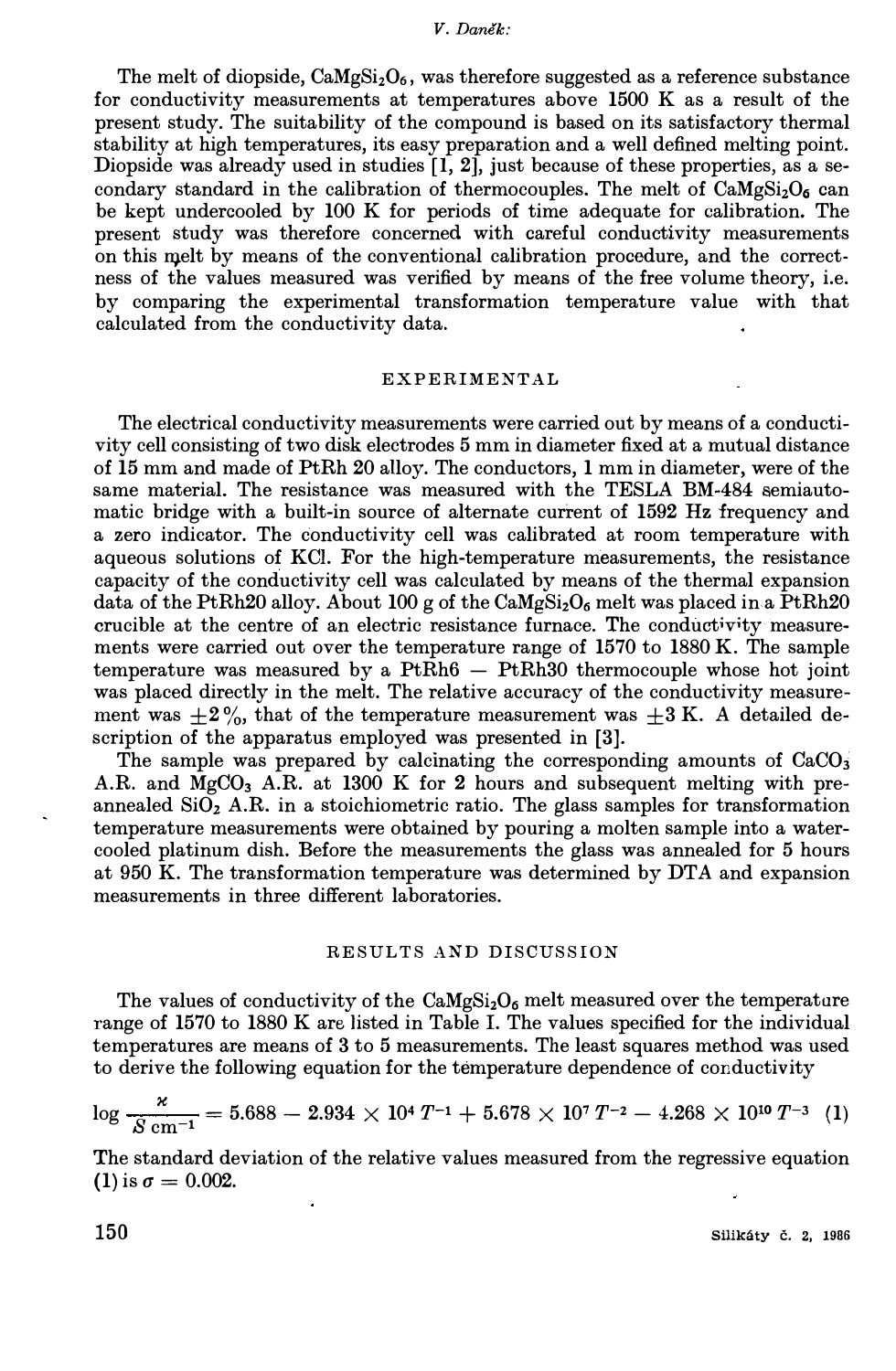The melt of diopside, $CaMgSi_2O_6$, was therefore suggested as a reference substance for conductivity measurements at temperatures above 1500 K as a result of the present study. The suitability of the compound is based on its satisfactory thermal stability at high temperatures, its easy preparation and a well defined melting point. Diopside was already used in studies [1, 2], just because of these properties, as a secondary standard in the calibration of thermocouples. The melt of $CaMgSi_2O_6$ can be kept undercooled by 100 K for periods of time adequate for calibration. The present study was therefore concerned with careful conductivity measurements on this melt by means of the conventional calibration procedure, and the correctness of the values measured was verified by means of the free volume theory, i.e. by comparing the experimental transformation temperature value with that calculated from the conductivity data.

## EXPERIMENTAL

The electrical conductivity measurements were carried out by means of a conductivity cell consisting of two disk electrodes 5 mm in diameter fixed at a mutual distance of 15 mm and made of PtRh 20 alloy. The conductors, 1 mm in diameter, were of the same material. The resistance was measured with the TESLA BM-484 semiautomatic bridge with a built-in source of alternate current of 1592 Hz frequency and a zero indicator. The conductivity cell was calibrated at room temperature with aqueous solutions of KCl. For the high-temperature measurements, the resistance capacity of the conductivity cell was calculated by means of the thermal expansion data of the PtRh20 alloy. About 100 g of the $CaMgSi_2O_6$ melt was placed in a PtRh20 crucible at the centre of an electric resistance furnace. The conductivity measurements were carried out over the temperature range of 1570 to 1880 K. The sample temperature was measured by a PtRh6 — PtRh30 thermocouple whose hot joint was placed directly in the melt. The relative accuracy of the conductivity measurement was $\pm 2\,\%$, that of the temperature measurement was $\pm 3$ K. A detailed description of the apparatus employed was presented in [3].

The sample was prepared by calcinating the corresponding amounts of $CaCO_3$ A.R. and $MgCO_3$ A.R. at 1300 K for 2 hours and subsequent melting with preannealed $SiO_2$ A.R. in a stoichiometric ratio. The glass samples for transformation temperature measurements were obtained by pouring a molten sample into a water-cooled platinum dish. Before the measurements the glass was annealed for 5 hours at 950 K. The transformation temperature was determined by DTA and expansion measurements in three different laboratories.

## RESULTS AND DISCUSSION

The values of conductivity of the $CaMgSi_2O_6$ melt measured over the temperature range of 1570 to 1880 K are listed in Table I. The values specified for the individual temperatures are means of 3 to 5 measurements. The least squares method was used to derive the following equation for the temperature dependence of conductivity

$$\log \frac{\varkappa}{S\,cm^{-1}} = 5.688 - 2.934 \times 10^4\, T^{-1} + 5.678 \times 10^7\, T^{-2} - 4.268 \times 10^{10}\, T^{-3} \quad (1)$$

The standard deviation of the relative values measured from the regressive equation (1) is $\sigma = 0.002$.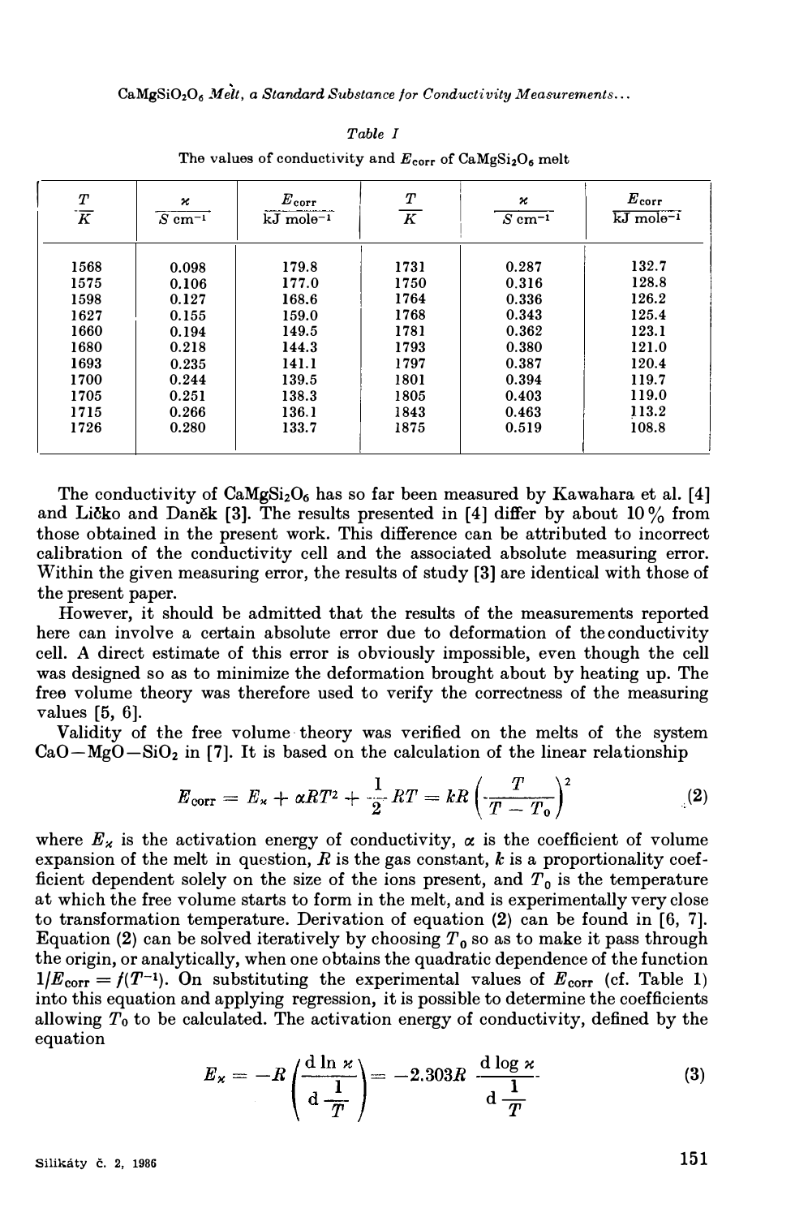*Table I*

The values of conductivity and $E_{corr}$ of $CaMgSi_2O_6$ melt

| $\frac{T}{K}$ | $\frac{\varkappa}{S\ cm^{-1}}$ | $\frac{E_{corr}}{kJ\ mole^{-1}}$ | $\frac{T}{K}$ | $\frac{\varkappa}{S\ cm^{-1}}$ | $\frac{E_{corr}}{kJ\ mole^{-1}}$ |
|---|---|---|---|---|---|
| 1568 | 0.098 | 179.8 | 1731 | 0.287 | 132.7 |
| 1575 | 0.106 | 177.0 | 1750 | 0.316 | 128.8 |
| 1598 | 0.127 | 168.6 | 1764 | 0.336 | 126.2 |
| 1627 | 0.155 | 159.0 | 1768 | 0.343 | 125.4 |
| 1660 | 0.194 | 149.5 | 1781 | 0.362 | 123.1 |
| 1680 | 0.218 | 144.3 | 1793 | 0.380 | 121.0 |
| 1693 | 0.235 | 141.1 | 1797 | 0.387 | 120.4 |
| 1700 | 0.244 | 139.5 | 1801 | 0.394 | 119.7 |
| 1705 | 0.251 | 138.3 | 1805 | 0.403 | 119.0 |
| 1715 | 0.266 | 136.1 | 1843 | 0.463 | 113.2 |
| 1726 | 0.280 | 133.7 | 1875 | 0.519 | 108.8 |

The conductivity of $CaMgSi_2O_6$ has so far been measured by Kawahara et al. [4] and Ličko and Daněk [3]. The results presented in [4] differ by about 10% from those obtained in the present work. This difference can be attributed to incorrect calibration of the conductivity cell and the associated absolute measuring error. Within the given measuring error, the results of study [3] are identical with those of the present paper.

However, it should be admitted that the results of the measurements reported here can involve a certain absolute error due to deformation of the conductivity cell. A direct estimate of this error is obviously impossible, even though the cell was designed so as to minimize the deformation brought about by heating up. The free volume theory was therefore used to verify the correctness of the measuring values [5, 6].

Validity of the free volume theory was verified on the melts of the system $CaO-MgO-SiO_2$ in [7]. It is based on the calculation of the linear relationship

$$E_{corr} = E_{\varkappa} + \alpha RT^2 + \frac{1}{2} RT = kR\left(\frac{T}{T - T_0}\right)^2 \tag{2}$$

where $E_{\varkappa}$ is the activation energy of conductivity, $\alpha$ is the coefficient of volume expansion of the melt in question, $R$ is the gas constant, $k$ is a proportionality coefficient dependent solely on the size of the ions present, and $T_0$ is the temperature at which the free volume starts to form in the melt, and is experimentally very close to transformation temperature. Derivation of equation (2) can be found in [6, 7]. Equation (2) can be solved iteratively by choosing $T_0$ so as to make it pass through the origin, or analytically, when one obtains the quadratic dependence of the function $1/E_{corr} = f(T^{-1})$. On substituting the experimental values of $E_{corr}$ (cf. Table 1) into this equation and applying regression, it is possible to determine the coefficients allowing $T_0$ to be calculated. The activation energy of conductivity, defined by the equation

$$E_{\varkappa} = -R\left(\frac{\mathrm{d} \ln \varkappa}{\mathrm{d}\dfrac{1}{T}}\right) = -2.303R\ \frac{\mathrm{d} \log \varkappa}{\mathrm{d}\dfrac{1}{T}} \tag{3}$$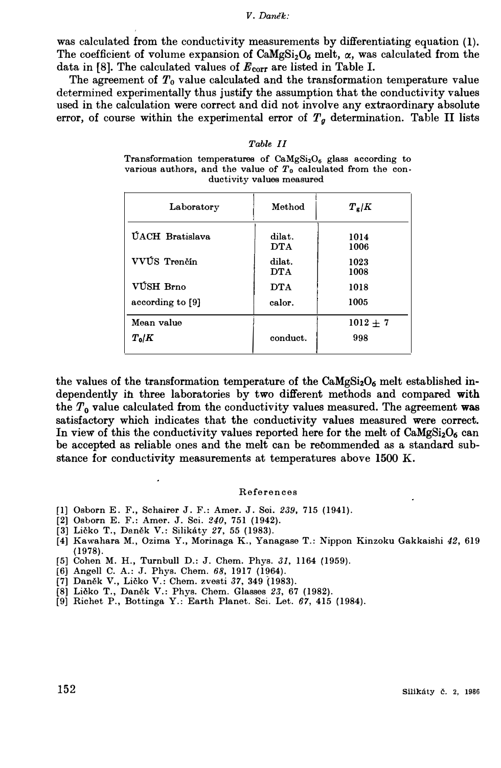was calculated from the conductivity measurements by differentiating equation (1). The coefficient of volume expansion of $CaMgSi_2O_6$ melt, $\alpha$, was calculated from the data in [8]. The calculated values of $E_{corr}$ are listed in Table I.

The agreement of $T_0$ value calculated and the transformation temperature value determined experimentally thus justify the assumption that the conductivity values used in the calculation were correct and did not involve any extraordinary absolute error, of course within the experimental error of $T_g$ determination. Table II lists

*Table II*

Transformation temperatures of $CaMgSi_2O_6$ glass according to various authors, and the value of $T_0$ calculated from the conductivity values measured

| Laboratory | Method | $T_g/K$ |
|---|---|---|
| ÚACH Bratislava | dilat. | 1014 |
| | DTA | 1006 |
| VVÚS Trenčín | dilat. | 1023 |
| | DTA | 1008 |
| VÚSH Brno | DTA | 1018 |
| according to [9] | calor. | 1005 |
| Mean value | | $1012 \pm 7$ |
| $T_0/K$ | conduct. | 998 |

the values of the transformation temperature of the $CaMgSi_2O_6$ melt established independently in three laboratories by two different methods and compared with the $T_0$ value calculated from the conductivity values measured. The agreement was satisfactory which indicates that the conductivity values measured were correct. In view of this the conductivity values reported here for the melt of $CaMgSi_2O_6$ can be accepted as reliable ones and the melt can be recommended as a standard substance for conductivity measurements at temperatures above 1500 K.

## References

[1] Osborn E. F., Schairer J. F.: Amer. J. Sci. *239*, 715 (1941).
[2] Osborn E. F.: Amer. J. Sci. *240*, 751 (1942).
[3] Ličko T., Daněk V.: Silikáty *27*, 55 (1983).
[4] Kawahara M., Ozima Y., Morinaga K., Yanagase T.: Nippon Kinzoku Gakkaishi *42*, 619 (1978).
[5] Cohen M. H., Turnbull D.: J. Chem. Phys. *31*, 1164 (1959).
[6] Angell C. A.: J. Phys. Chem. *68*, 1917 (1964).
[7] Daněk V., Ličko V.: Chem. zvesti *37*, 349 (1983).
[8] Ličko T., Daněk V.: Phys. Chem. Glasses *23*, 67 (1982).
[9] Richet P., Bottinga Y.: Earth Planet. Sci. Let. *67*, 415 (1984).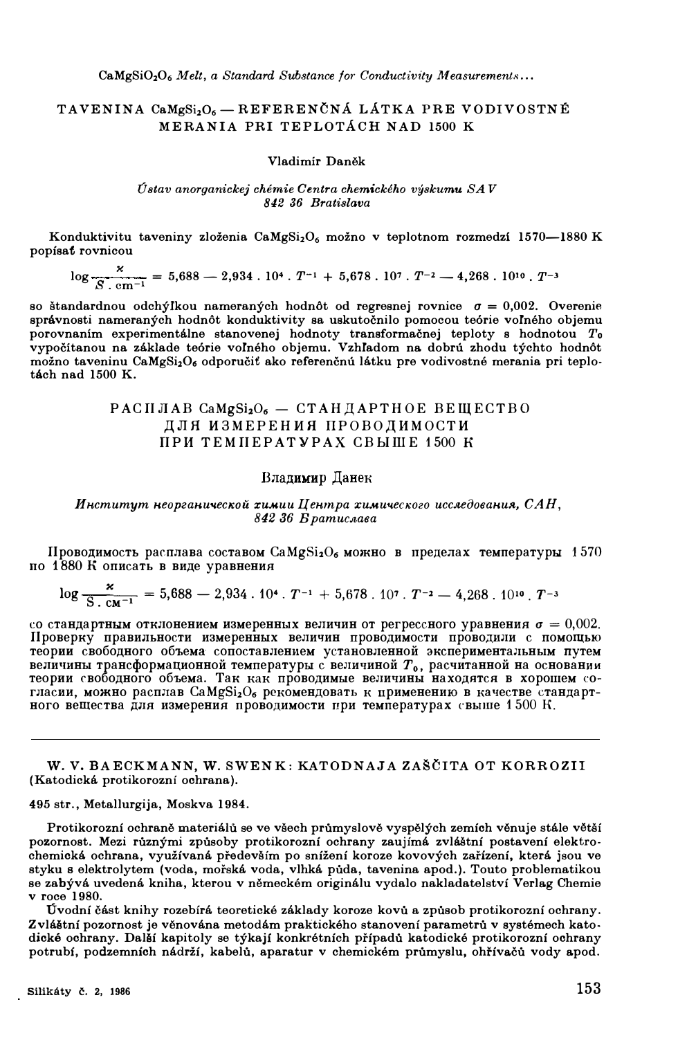$CaMgSiO_2O_6$ *Melt, a Standard Substance for Conductivity Measurements...*

## TAVENINA $CaMgSi_2O_6$ — REFERENČNÁ LÁTKA PRE VODIVOSTNÉ MERANIA PRI TEPLOTÁCH NAD 1500 K

Vladimír Daněk

*Ústav anorganickej chémie Centra chemického výskumu SAV*
*842 36 Bratislava*

Konduktivitu taveniny zloženia $CaMgSi_2O_6$ možno v teplotnom rozmedzí 1570—1880 K popísať rovnicou

$$\log \frac{\varkappa}{S \cdot cm^{-1}} = 5{,}688 - 2{,}934 \cdot 10^4 \cdot T^{-1} + 5{,}678 \cdot 10^7 \cdot T^{-2} - 4{,}268 \cdot 10^{10} \cdot T^{-3}$$

so štandardnou odchýlkou nameraných hodnôt od regresnej rovnice $\sigma = 0{,}002$. Overenie správnosti nameraných hodnôt konduktivity sa uskutočnilo pomocou teórie voľného objemu porovnaním experimentálne stanovenej hodnoty transformačnej teploty s hodnotou $T_0$ vypočítanou na základe teórie voľného objemu. Vzhľadom na dobrú zhodu týchto hodnôt možno taveninu $CaMgSi_2O_6$ odporučiť ako referenčnú látku pre vodivostné merania pri teplotách nad 1500 K.

## РАСПЛАВ $CaMgSi_2O_6$ — СТАНДАРТНОЕ ВЕЩЕСТВО ДЛЯ ИЗМЕРЕНИЯ ПРОВОДИМОСТИ ПРИ ТЕМПЕРАТУРАХ СВЫШЕ 1500 К

Владимир Данек

*Институт неорганической химии Центра химического исследования, САН,*
*842 36 Братислава*

Проводимость расплава составом $CaMgSi_2O_6$ можно в пределах температуры 1570 по 1880 К описать в виде уравнения

$$\log \frac{\varkappa}{S \cdot см^{-1}} = 5{,}688 - 2{,}934 \cdot 10^4 \cdot T^{-1} + 5{,}678 \cdot 10^7 \cdot T^{-2} - 4{,}268 \cdot 10^{10} \cdot T^{-3}$$

со стандартным отклонением измеренных величин от регрессного уравнения $\sigma = 0{,}002$. Проверку правильности измеренных величин проводимости проводили с помощью теории свободного объема сопоставлением установленной экспериментальным путем величины трансформационной температуры с величиной $T_0$, расчитанной на основании теории свободного объема. Так как проводимые величины находятся в хорошем согласии, можно расплав $CaMgSi_2O_6$ рекомендовать к применению в качестве стандартного вещества для измерения проводимости при температурах свыше 1500 К.

---

## W. V. BAECKMANN, W. SWENK: KATODNAJA ZAŠČITA OT KORROZII (Katodická protikorozní ochrana).

495 str., Metallurgija, Moskva 1984.

Protikorozní ochraně materiálů se ve všech průmyslově vyspělých zemích věnuje stále větší pozornost. Mezi různými způsoby protikorozní ochrany zaujímá zvláštní postavení elektrochemická ochrana, využívaná především po snížení koroze kovových zařízení, která jsou ve styku s elektrolytem (voda, mořská voda, vlhká půda, tavenina apod.). Touto problematikou se zabývá uvedená kniha, kterou v německém originálu vydalo nakladatelství Verlag Chemie v roce 1980.

Úvodní část knihy rozebírá teoretické základy koroze kovů a způsob protikorozní ochrany. Zvláštní pozornost je věnována metodám praktického stanovení parametrů v systémech katodické ochrany. Další kapitoly se týkají konkrétních případů katodické protikorozní ochrany potrubí, podzemních nádrží, kabelů, aparatur v chemickém průmyslu, ohřívačů vody apod.